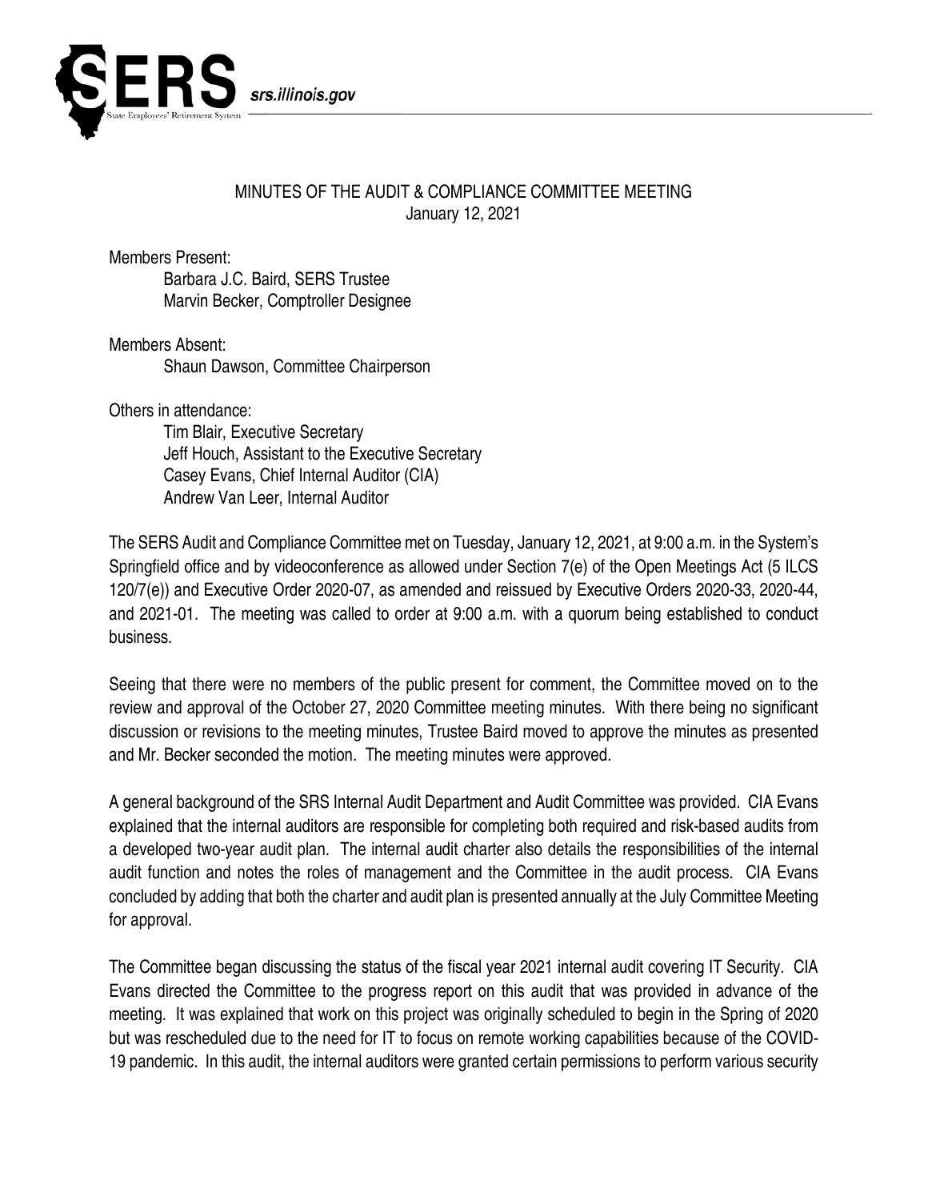# MINUTES OF THE AUDIT & COMPLIANCE COMMITTEE MEETING

January 12, 2021

Members Present:

Barbara J.C. Baird, SERS Trustee
Marvin Becker, Comptroller Designee

Members Absent:

Shaun Dawson, Committee Chairperson

Others in attendance:

Tim Blair, Executive Secretary
Jeff Houch, Assistant to the Executive Secretary
Casey Evans, Chief Internal Auditor (CIA)
Andrew Van Leer, Internal Auditor

The SERS Audit and Compliance Committee met on Tuesday, January 12, 2021, at 9:00 a.m. in the System's Springfield office and by videoconference as allowed under Section 7(e) of the Open Meetings Act (5 ILCS 120/7(e)) and Executive Order 2020-07, as amended and reissued by Executive Orders 2020-33, 2020-44, and 2021-01. The meeting was called to order at 9:00 a.m. with a quorum being established to conduct business.

Seeing that there were no members of the public present for comment, the Committee moved on to the review and approval of the October 27, 2020 Committee meeting minutes. With there being no significant discussion or revisions to the meeting minutes, Trustee Baird moved to approve the minutes as presented and Mr. Becker seconded the motion. The meeting minutes were approved.

A general background of the SRS Internal Audit Department and Audit Committee was provided. CIA Evans explained that the internal auditors are responsible for completing both required and risk-based audits from a developed two-year audit plan. The internal audit charter also details the responsibilities of the internal audit function and notes the roles of management and the Committee in the audit process. CIA Evans concluded by adding that both the charter and audit plan is presented annually at the July Committee Meeting for approval.

The Committee began discussing the status of the fiscal year 2021 internal audit covering IT Security. CIA Evans directed the Committee to the progress report on this audit that was provided in advance of the meeting. It was explained that work on this project was originally scheduled to begin in the Spring of 2020 but was rescheduled due to the need for IT to focus on remote working capabilities because of the COVID-19 pandemic. In this audit, the internal auditors were granted certain permissions to perform various security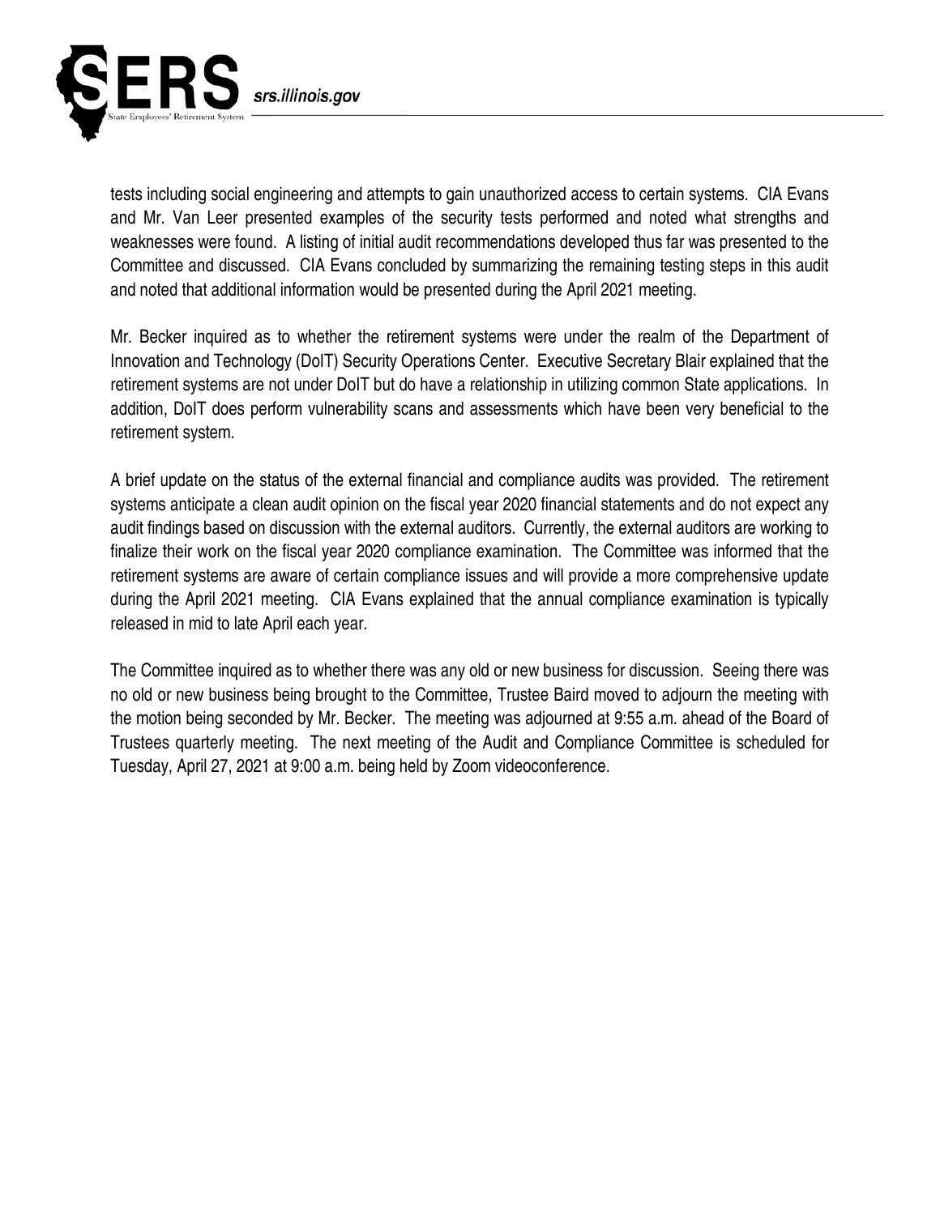tests including social engineering and attempts to gain unauthorized access to certain systems. CIA Evans and Mr. Van Leer presented examples of the security tests performed and noted what strengths and weaknesses were found. A listing of initial audit recommendations developed thus far was presented to the Committee and discussed. CIA Evans concluded by summarizing the remaining testing steps in this audit and noted that additional information would be presented during the April 2021 meeting.

Mr. Becker inquired as to whether the retirement systems were under the realm of the Department of Innovation and Technology (DoIT) Security Operations Center. Executive Secretary Blair explained that the retirement systems are not under DoIT but do have a relationship in utilizing common State applications. In addition, DoIT does perform vulnerability scans and assessments which have been very beneficial to the retirement system.

A brief update on the status of the external financial and compliance audits was provided. The retirement systems anticipate a clean audit opinion on the fiscal year 2020 financial statements and do not expect any audit findings based on discussion with the external auditors. Currently, the external auditors are working to finalize their work on the fiscal year 2020 compliance examination. The Committee was informed that the retirement systems are aware of certain compliance issues and will provide a more comprehensive update during the April 2021 meeting. CIA Evans explained that the annual compliance examination is typically released in mid to late April each year.

The Committee inquired as to whether there was any old or new business for discussion. Seeing there was no old or new business being brought to the Committee, Trustee Baird moved to adjourn the meeting with the motion being seconded by Mr. Becker. The meeting was adjourned at 9:55 a.m. ahead of the Board of Trustees quarterly meeting. The next meeting of the Audit and Compliance Committee is scheduled for Tuesday, April 27, 2021 at 9:00 a.m. being held by Zoom videoconference.